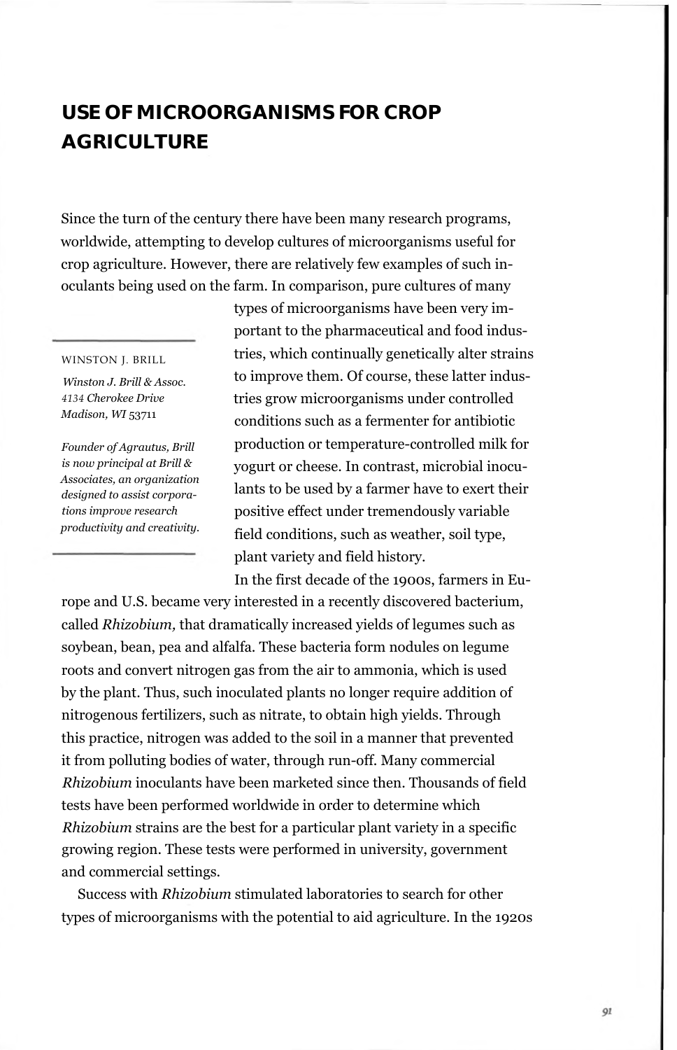# USE OF MICROORGANISMS FOR CROP AGRICULTURE

WINSTON J. BRILL

*Winston J. Brill & Assoc.*
*4134 Cherokee Drive*
*Madison, WI* 53711

*Founder of Agrautus, Brill is now principal at Brill & Associates, an organization designed to assist corporations improve research productivity and creativity.*

Since the turn of the century there have been many research programs, worldwide, attempting to develop cultures of microorganisms useful for crop agriculture. However, there are relatively few examples of such inoculants being used on the farm. In comparison, pure cultures of many types of microorganisms have been very important to the pharmaceutical and food industries, which continually genetically alter strains to improve them. Of course, these latter industries grow microorganisms under controlled conditions such as a fermenter for antibiotic production or temperature-controlled milk for yogurt or cheese. In contrast, microbial inoculants to be used by a farmer have to exert their positive effect under tremendously variable field conditions, such as weather, soil type, plant variety and field history.

In the first decade of the 1900s, farmers in Europe and U.S. became very interested in a recently discovered bacterium, called *Rhizobium,* that dramatically increased yields of legumes such as soybean, bean, pea and alfalfa. These bacteria form nodules on legume roots and convert nitrogen gas from the air to ammonia, which is used by the plant. Thus, such inoculated plants no longer require addition of nitrogenous fertilizers, such as nitrate, to obtain high yields. Through this practice, nitrogen was added to the soil in a manner that prevented it from polluting bodies of water, through run-off. Many commercial *Rhizobium* inoculants have been marketed since then. Thousands of field tests have been performed worldwide in order to determine which *Rhizobium* strains are the best for a particular plant variety in a specific growing region. These tests were performed in university, government and commercial settings.

Success with *Rhizobium* stimulated laboratories to search for other types of microorganisms with the potential to aid agriculture. In the 1920s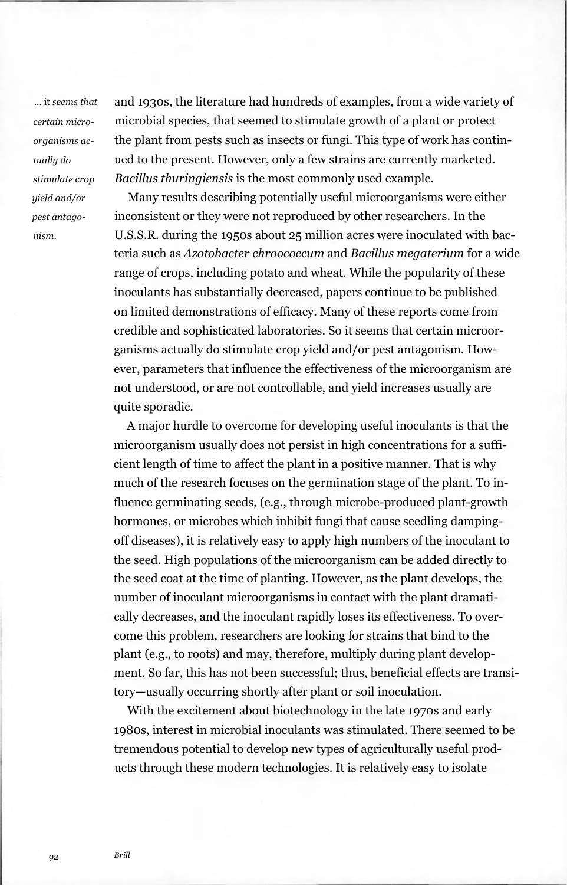*... it seems that certain microorganisms actually do stimulate crop yield and/or pest antagonism.*

and 1930s, the literature had hundreds of examples, from a wide variety of microbial species, that seemed to stimulate growth of a plant or protect the plant from pests such as insects or fungi. This type of work has continued to the present. However, only a few strains are currently marketed. *Bacillus thuringiensis* is the most commonly used example.

Many results describing potentially useful microorganisms were either inconsistent or they were not reproduced by other researchers. In the U.S.S.R. during the 1950s about 25 million acres were inoculated with bacteria such as *Azotobacter chroococcum* and *Bacillus megaterium* for a wide range of crops, including potato and wheat. While the popularity of these inoculants has substantially decreased, papers continue to be published on limited demonstrations of efficacy. Many of these reports come from credible and sophisticated laboratories. So it seems that certain microorganisms actually do stimulate crop yield and/or pest antagonism. However, parameters that influence the effectiveness of the microorganism are not understood, or are not controllable, and yield increases usually are quite sporadic.

A major hurdle to overcome for developing useful inoculants is that the microorganism usually does not persist in high concentrations for a sufficient length of time to affect the plant in a positive manner. That is why much of the research focuses on the germination stage of the plant. To influence germinating seeds, (e.g., through microbe-produced plant-growth hormones, or microbes which inhibit fungi that cause seedling damping-off diseases), it is relatively easy to apply high numbers of the inoculant to the seed. High populations of the microorganism can be added directly to the seed coat at the time of planting. However, as the plant develops, the number of inoculant microorganisms in contact with the plant dramatically decreases, and the inoculant rapidly loses its effectiveness. To overcome this problem, researchers are looking for strains that bind to the plant (e.g., to roots) and may, therefore, multiply during plant development. So far, this has not been successful; thus, beneficial effects are transitory—usually occurring shortly after plant or soil inoculation.

With the excitement about biotechnology in the late 1970s and early 1980s, interest in microbial inoculants was stimulated. There seemed to be tremendous potential to develop new types of agriculturally useful products through these modern technologies. It is relatively easy to isolate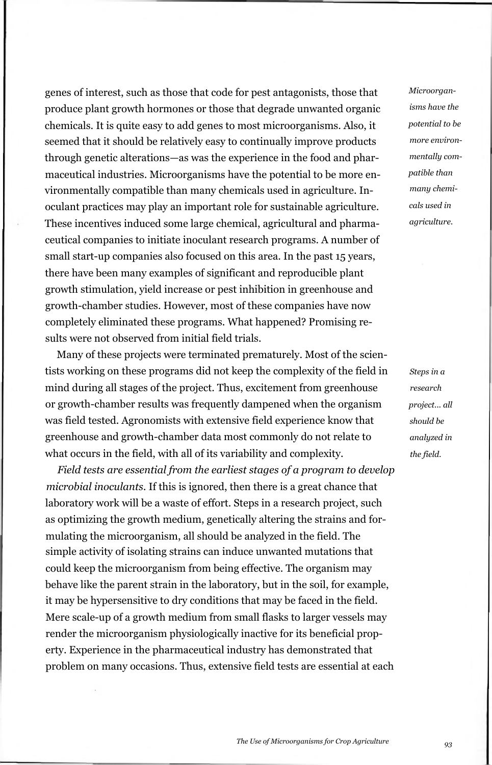genes of interest, such as those that code for pest antagonists, those that produce plant growth hormones or those that degrade unwanted organic chemicals. It is quite easy to add genes to most microorganisms. Also, it seemed that it should be relatively easy to continually improve products through genetic alterations—as was the experience in the food and pharmaceutical industries. Microorganisms have the potential to be more environmentally compatible than many chemicals used in agriculture. Inoculant practices may play an important role for sustainable agriculture. These incentives induced some large chemical, agricultural and pharmaceutical companies to initiate inoculant research programs. A number of small start-up companies also focused on this area. In the past 15 years, there have been many examples of significant and reproducible plant growth stimulation, yield increase or pest inhibition in greenhouse and growth-chamber studies. However, most of these companies have now completely eliminated these programs. What happened? Promising results were not observed from initial field trials.

*Microorganisms have the potential to be more environmentally compatible than many chemicals used in agriculture.*

Many of these projects were terminated prematurely. Most of the scientists working on these programs did not keep the complexity of the field in mind during all stages of the project. Thus, excitement from greenhouse or growth-chamber results was frequently dampened when the organism was field tested. Agronomists with extensive field experience know that greenhouse and growth-chamber data most commonly do not relate to what occurs in the field, with all of its variability and complexity.

*Steps in a research project... all should be analyzed in the field.*

*Field tests are essential from the earliest stages of a program to develop microbial inoculants.* If this is ignored, then there is a great chance that laboratory work will be a waste of effort. Steps in a research project, such as optimizing the growth medium, genetically altering the strains and formulating the microorganism, all should be analyzed in the field. The simple activity of isolating strains can induce unwanted mutations that could keep the microorganism from being effective. The organism may behave like the parent strain in the laboratory, but in the soil, for example, it may be hypersensitive to dry conditions that may be faced in the field. Mere scale-up of a growth medium from small flasks to larger vessels may render the microorganism physiologically inactive for its beneficial property. Experience in the pharmaceutical industry has demonstrated that problem on many occasions. Thus, extensive field tests are essential at each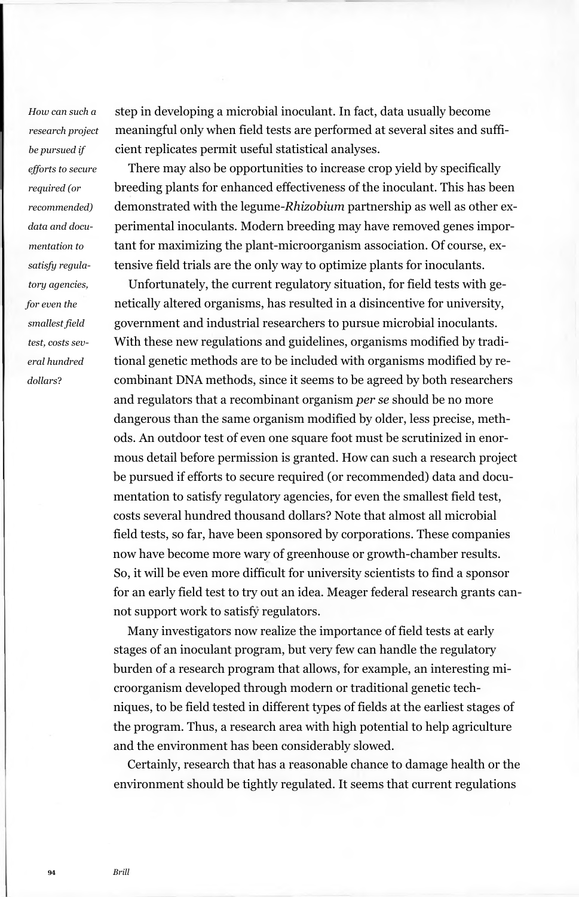*How can such a research project be pursued if efforts to secure required (or recommended) data and documentation to satisfy regulatory agencies, for even the smallest field test, costs several hundred dollars?*

step in developing a microbial inoculant. In fact, data usually become meaningful only when field tests are performed at several sites and sufficient replicates permit useful statistical analyses.

There may also be opportunities to increase crop yield by specifically breeding plants for enhanced effectiveness of the inoculant. This has been demonstrated with the legume-*Rhizobium* partnership as well as other experimental inoculants. Modern breeding may have removed genes important for maximizing the plant-microorganism association. Of course, extensive field trials are the only way to optimize plants for inoculants.

Unfortunately, the current regulatory situation, for field tests with genetically altered organisms, has resulted in a disincentive for university, government and industrial researchers to pursue microbial inoculants. With these new regulations and guidelines, organisms modified by traditional genetic methods are to be included with organisms modified by recombinant DNA methods, since it seems to be agreed by both researchers and regulators that a recombinant organism *per se* should be no more dangerous than the same organism modified by older, less precise, methods. An outdoor test of even one square foot must be scrutinized in enormous detail before permission is granted. How can such a research project be pursued if efforts to secure required (or recommended) data and documentation to satisfy regulatory agencies, for even the smallest field test, costs several hundred thousand dollars? Note that almost all microbial field tests, so far, have been sponsored by corporations. These companies now have become more wary of greenhouse or growth-chamber results. So, it will be even more difficult for university scientists to find a sponsor for an early field test to try out an idea. Meager federal research grants cannot support work to satisfy regulators.

Many investigators now realize the importance of field tests at early stages of an inoculant program, but very few can handle the regulatory burden of a research program that allows, for example, an interesting microorganism developed through modern or traditional genetic techniques, to be field tested in different types of fields at the earliest stages of the program. Thus, a research area with high potential to help agriculture and the environment has been considerably slowed.

Certainly, research that has a reasonable chance to damage health or the environment should be tightly regulated. It seems that current regulations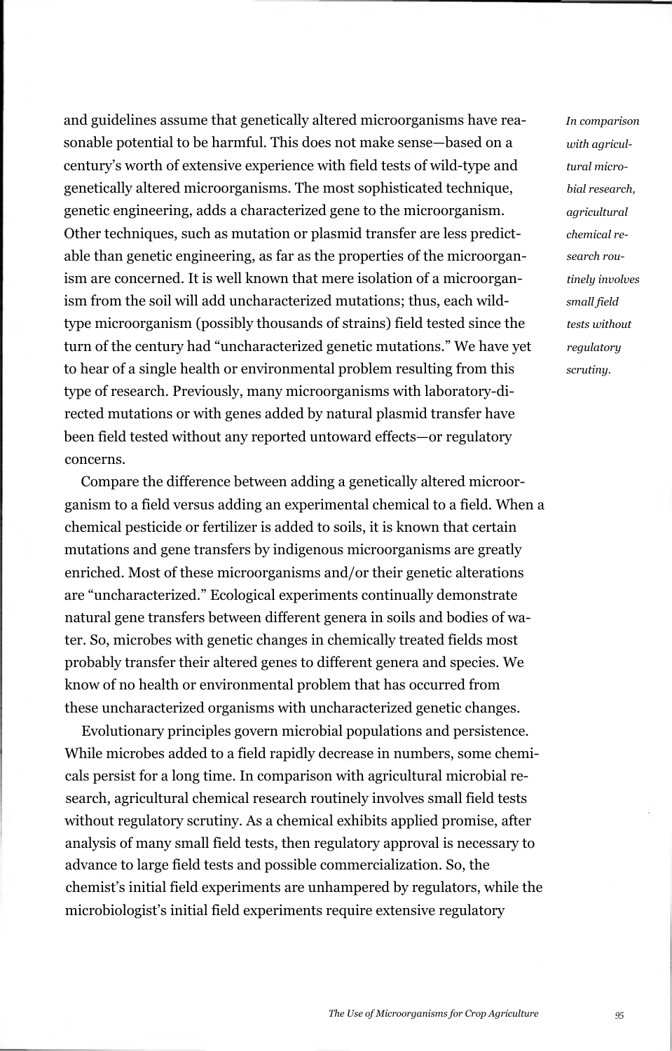and guidelines assume that genetically altered microorganisms have reasonable potential to be harmful. This does not make sense—based on a century's worth of extensive experience with field tests of wild-type and genetically altered microorganisms. The most sophisticated technique, genetic engineering, adds a characterized gene to the microorganism. Other techniques, such as mutation or plasmid transfer are less predictable than genetic engineering, as far as the properties of the microorganism are concerned. It is well known that mere isolation of a microorganism from the soil will add uncharacterized mutations; thus, each wild-type microorganism (possibly thousands of strains) field tested since the turn of the century had "uncharacterized genetic mutations." We have yet to hear of a single health or environmental problem resulting from this type of research. Previously, many microorganisms with laboratory-directed mutations or with genes added by natural plasmid transfer have been field tested without any reported untoward effects—or regulatory concerns.

*In comparison with agricultural microbial research, agricultural chemical research routinely involves small field tests without regulatory scrutiny.*

Compare the difference between adding a genetically altered microorganism to a field versus adding an experimental chemical to a field. When a chemical pesticide or fertilizer is added to soils, it is known that certain mutations and gene transfers by indigenous microorganisms are greatly enriched. Most of these microorganisms and/or their genetic alterations are "uncharacterized." Ecological experiments continually demonstrate natural gene transfers between different genera in soils and bodies of water. So, microbes with genetic changes in chemically treated fields most probably transfer their altered genes to different genera and species. We know of no health or environmental problem that has occurred from these uncharacterized organisms with uncharacterized genetic changes.

Evolutionary principles govern microbial populations and persistence. While microbes added to a field rapidly decrease in numbers, some chemicals persist for a long time. In comparison with agricultural microbial research, agricultural chemical research routinely involves small field tests without regulatory scrutiny. As a chemical exhibits applied promise, after analysis of many small field tests, then regulatory approval is necessary to advance to large field tests and possible commercialization. So, the chemist's initial field experiments are unhampered by regulators, while the microbiologist's initial field experiments require extensive regulatory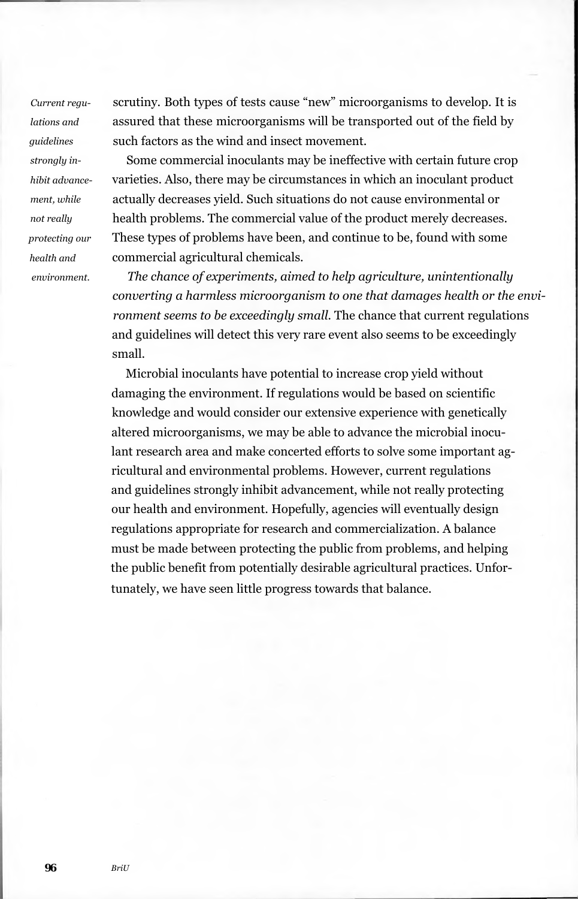*Current regulations and guidelines strongly inhibit advancement, while not really protecting our health and environment.*

scrutiny. Both types of tests cause "new" microorganisms to develop. It is assured that these microorganisms will be transported out of the field by such factors as the wind and insect movement.

Some commercial inoculants may be ineffective with certain future crop varieties. Also, there may be circumstances in which an inoculant product actually decreases yield. Such situations do not cause environmental or health problems. The commercial value of the product merely decreases. These types of problems have been, and continue to be, found with some commercial agricultural chemicals.

*The chance of experiments, aimed to help agriculture, unintentionally converting a harmless microorganism to one that damages health or the environment seems to be exceedingly small.* The chance that current regulations and guidelines will detect this very rare event also seems to be exceedingly small.

Microbial inoculants have potential to increase crop yield without damaging the environment. If regulations would be based on scientific knowledge and would consider our extensive experience with genetically altered microorganisms, we may be able to advance the microbial inoculant research area and make concerted efforts to solve some important agricultural and environmental problems. However, current regulations and guidelines strongly inhibit advancement, while not really protecting our health and environment. Hopefully, agencies will eventually design regulations appropriate for research and commercialization. A balance must be made between protecting the public from problems, and helping the public benefit from potentially desirable agricultural practices. Unfortunately, we have seen little progress towards that balance.